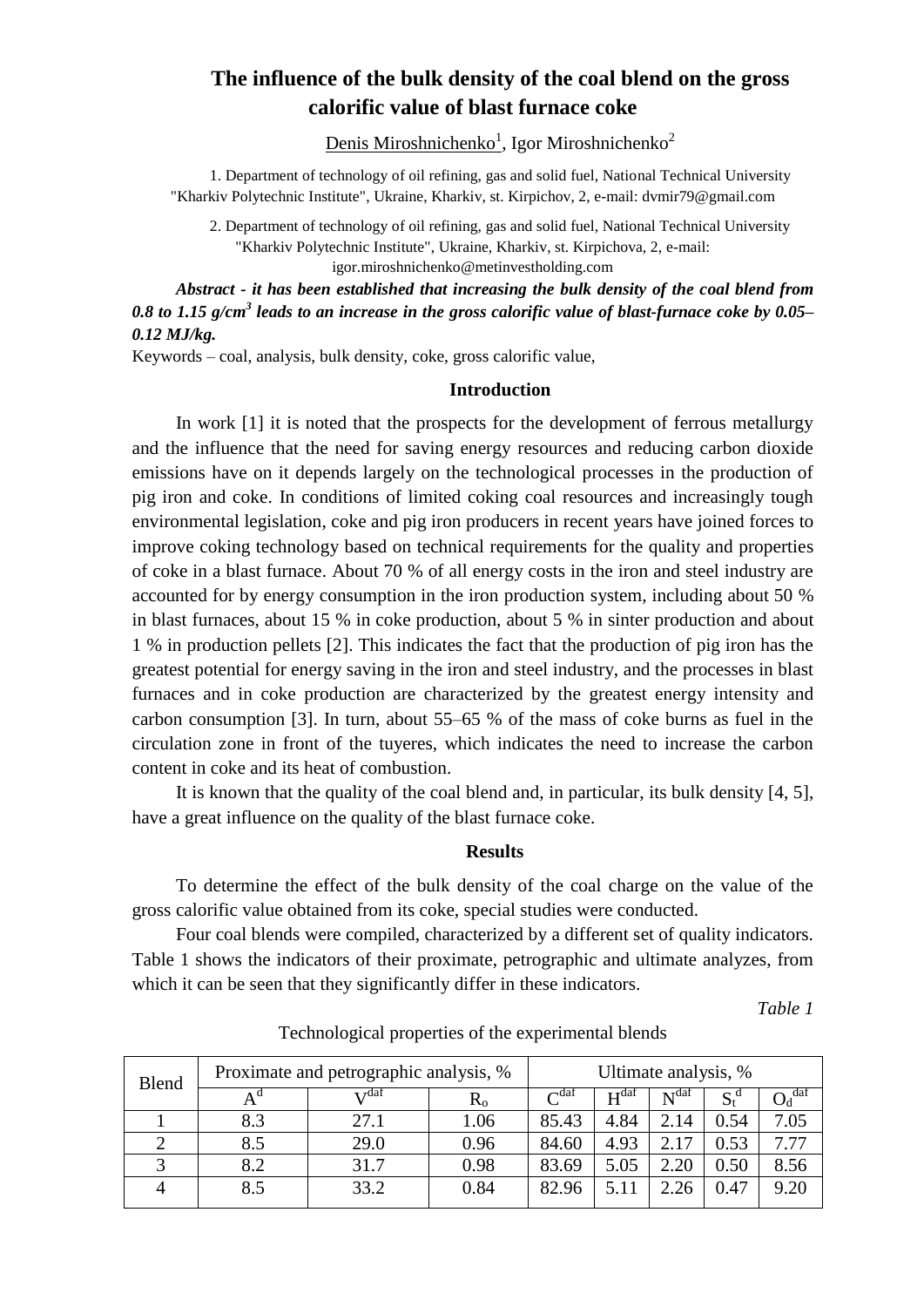# The influence of the bulk density of the coal blend on the gross calorific value of blast furnace coke

Denis Miroshnichenko[1], Igor Miroshnichenko[2]

1. Department of technology of oil refining, gas and solid fuel, National Technical University "Kharkiv Polytechnic Institute", Ukraine, Kharkiv, st. Kirpichov, 2, e-mail: dvmir79@gmail.com

2. Department of technology of oil refining, gas and solid fuel, National Technical University "Kharkiv Polytechnic Institute", Ukraine, Kharkiv, st. Kirpichova, 2, e-mail: igor.miroshnichenko@metinvestholding.com

***Abstract - it has been established that increasing the bulk density of the coal blend from 0.8 to 1.15 g/cm³ leads to an increase in the gross calorific value of blast-furnace coke by 0.05–0.12 MJ/kg.***

Keywords – coal, analysis, bulk density, coke, gross calorific value,

## Introduction

In work [1] it is noted that the prospects for the development of ferrous metallurgy and the influence that the need for saving energy resources and reducing carbon dioxide emissions have on it depends largely on the technological processes in the production of pig iron and coke. In conditions of limited coking coal resources and increasingly tough environmental legislation, coke and pig iron producers in recent years have joined forces to improve coking technology based on technical requirements for the quality and properties of coke in a blast furnace. About 70 % of all energy costs in the iron and steel industry are accounted for by energy consumption in the iron production system, including about 50 % in blast furnaces, about 15 % in coke production, about 5 % in sinter production and about 1 % in production pellets [2]. This indicates the fact that the production of pig iron has the greatest potential for energy saving in the iron and steel industry, and the processes in blast furnaces and in coke production are characterized by the greatest energy intensity and carbon consumption [3]. In turn, about 55–65 % of the mass of coke burns as fuel in the circulation zone in front of the tuyeres, which indicates the need to increase the carbon content in coke and its heat of combustion.

It is known that the quality of the coal blend and, in particular, its bulk density [4, 5], have a great influence on the quality of the blast furnace coke.

## Results

To determine the effect of the bulk density of the coal charge on the value of the gross calorific value obtained from its coke, special studies were conducted.

Four coal blends were compiled, characterized by a different set of quality indicators. Table 1 shows the indicators of their proximate, petrographic and ultimate analyzes, from which it can be seen that they significantly differ in these indicators.

*Table 1*

Technological properties of the experimental blends

| Blend | Proximate and petrographic analysis, % | | | Ultimate analysis, % | | | | |
|---|---|---|---|---|---|---|---|---|
| | $A^d$ | $V^{daf}$ | $R_o$ | $C^{daf}$ | $H^{daf}$ | $N^{daf}$ | $S_t^d$ | $O_d^{daf}$ |
| 1 | 8.3 | 27.1 | 1.06 | 85.43 | 4.84 | 2.14 | 0.54 | 7.05 |
| 2 | 8.5 | 29.0 | 0.96 | 84.60 | 4.93 | 2.17 | 0.53 | 7.77 |
| 3 | 8.2 | 31.7 | 0.98 | 83.69 | 5.05 | 2.20 | 0.50 | 8.56 |
| 4 | 8.5 | 33.2 | 0.84 | 82.96 | 5.11 | 2.26 | 0.47 | 9.20 |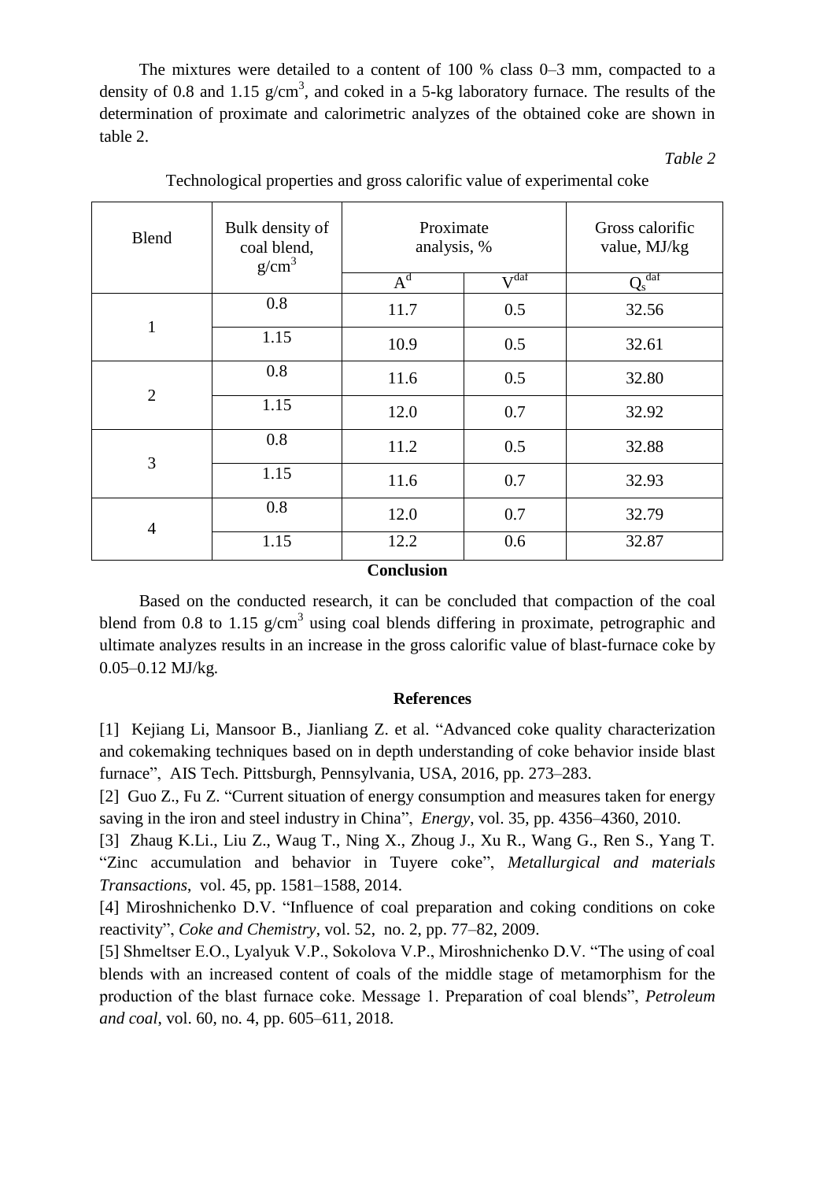The mixtures were detailed to a content of 100 % class 0–3 mm, compacted to a density of 0.8 and 1.15 g/cm$^3$, and coked in a 5-kg laboratory furnace. The results of the determination of proximate and calorimetric analyzes of the obtained coke are shown in table 2.

*Table 2*

Technological properties and gross calorific value of experimental coke

| Blend | Bulk density of coal blend, g/cm$^3$ | Proximate analysis, % | | Gross calorific value, MJ/kg |
|---|---|---|---|---|
| | | $A^d$ | $V^{daf}$ | $Q_s^{daf}$ |
| 1 | 0.8 | 11.7 | 0.5 | 32.56 |
| | 1.15 | 10.9 | 0.5 | 32.61 |
| 2 | 0.8 | 11.6 | 0.5 | 32.80 |
| | 1.15 | 12.0 | 0.7 | 32.92 |
| 3 | 0.8 | 11.2 | 0.5 | 32.88 |
| | 1.15 | 11.6 | 0.7 | 32.93 |
| 4 | 0.8 | 12.0 | 0.7 | 32.79 |
| | 1.15 | 12.2 | 0.6 | 32.87 |

## Conclusion

Based on the conducted research, it can be concluded that compaction of the coal blend from 0.8 to 1.15 g/cm$^3$ using coal blends differing in proximate, petrographic and ultimate analyzes results in an increase in the gross calorific value of blast-furnace coke by 0.05–0.12 MJ/kg.

## References

[1] Kejiang Li, Mansoor B., Jianliang Z. et al. "Advanced coke quality characterization and cokemaking techniques based on in depth understanding of coke behavior inside blast furnace", AIS Tech. Pittsburgh, Pennsylvania, USA, 2016, pp. 273–283.

[2] Guo Z., Fu Z. "Current situation of energy consumption and measures taken for energy saving in the iron and steel industry in China", *Energy*, vol. 35, pp. 4356–4360, 2010.

[3] Zhaug K.Li., Liu Z., Waug T., Ning X., Zhoug J., Xu R., Wang G., Ren S., Yang T. "Zinc accumulation and behavior in Tuyere coke", *Metallurgical and materials Transactions*, vol. 45, pp. 1581–1588, 2014.

[4] Miroshnichenko D.V. "Influence of coal preparation and coking conditions on coke reactivity", *Coke and Chemistry*, vol. 52, no. 2, pp. 77–82, 2009.

[5] Shmeltser E.O., Lyalyuk V.P., Sokolova V.P., Miroshnichenko D.V. "The using of coal blends with an increased content of coals of the middle stage of metamorphism for the production of the blast furnace coke. Message 1. Preparation of coal blends", *Petroleum and coal*, vol. 60, no. 4, pp. 605–611, 2018.